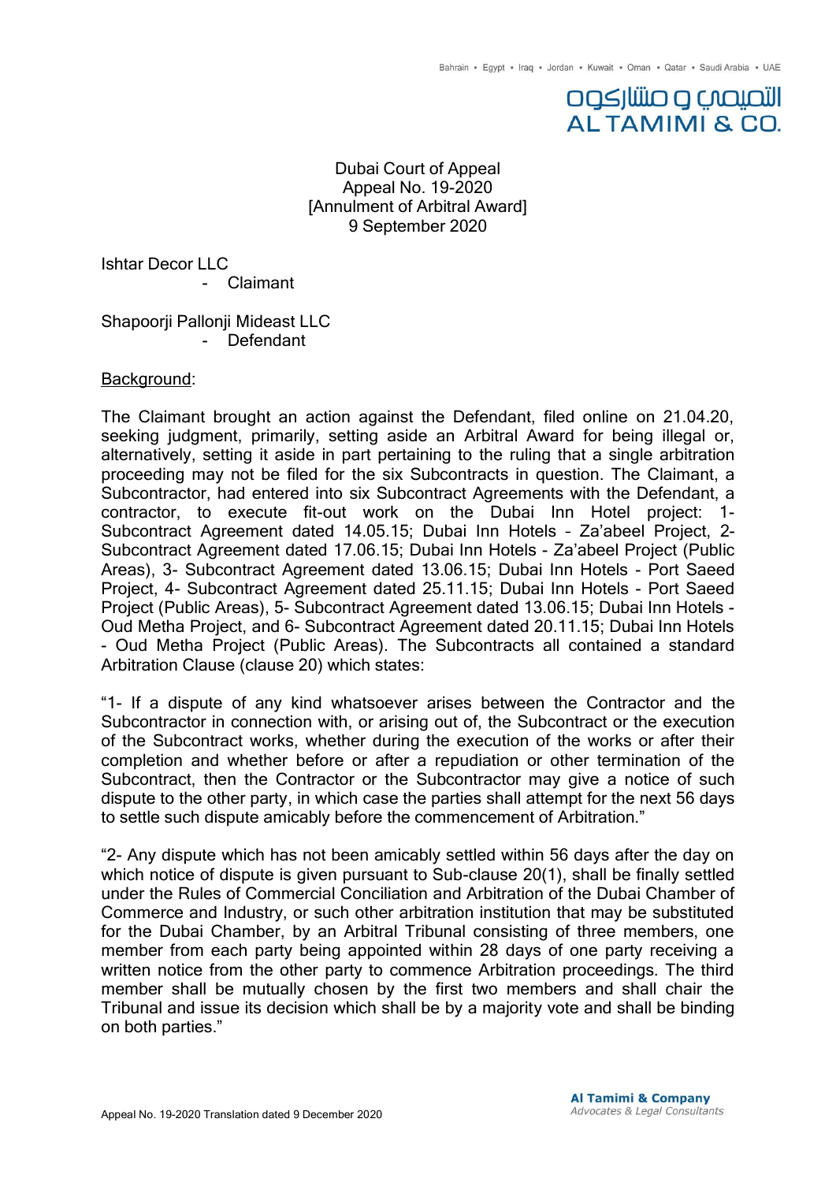Dubai Court of Appeal
Appeal No. 19-2020
[Annulment of Arbitral Award]
9 September 2020

Ishtar Decor LLC
- Claimant

Shapoorji Pallonji Mideast LLC
- Defendant

Background:

The Claimant brought an action against the Defendant, filed online on 21.04.20, seeking judgment, primarily, setting aside an Arbitral Award for being illegal or, alternatively, setting it aside in part pertaining to the ruling that a single arbitration proceeding may not be filed for the six Subcontracts in question. The Claimant, a Subcontractor, had entered into six Subcontract Agreements with the Defendant, a contractor, to execute fit-out work on the Dubai Inn Hotel project: 1- Subcontract Agreement dated 14.05.15; Dubai Inn Hotels – Za'abeel Project, 2- Subcontract Agreement dated 17.06.15; Dubai Inn Hotels - Za'abeel Project (Public Areas), 3- Subcontract Agreement dated 13.06.15; Dubai Inn Hotels - Port Saeed Project, 4- Subcontract Agreement dated 25.11.15; Dubai Inn Hotels - Port Saeed Project (Public Areas), 5- Subcontract Agreement dated 13.06.15; Dubai Inn Hotels - Oud Metha Project, and 6- Subcontract Agreement dated 20.11.15; Dubai Inn Hotels - Oud Metha Project (Public Areas). The Subcontracts all contained a standard Arbitration Clause (clause 20) which states:

"1- If a dispute of any kind whatsoever arises between the Contractor and the Subcontractor in connection with, or arising out of, the Subcontract or the execution of the Subcontract works, whether during the execution of the works or after their completion and whether before or after a repudiation or other termination of the Subcontract, then the Contractor or the Subcontractor may give a notice of such dispute to the other party, in which case the parties shall attempt for the next 56 days to settle such dispute amicably before the commencement of Arbitration."

"2- Any dispute which has not been amicably settled within 56 days after the day on which notice of dispute is given pursuant to Sub-clause 20(1), shall be finally settled under the Rules of Commercial Conciliation and Arbitration of the Dubai Chamber of Commerce and Industry, or such other arbitration institution that may be substituted for the Dubai Chamber, by an Arbitral Tribunal consisting of three members, one member from each party being appointed within 28 days of one party receiving a written notice from the other party to commence Arbitration proceedings. The third member shall be mutually chosen by the first two members and shall chair the Tribunal and issue its decision which shall be by a majority vote and shall be binding on both parties."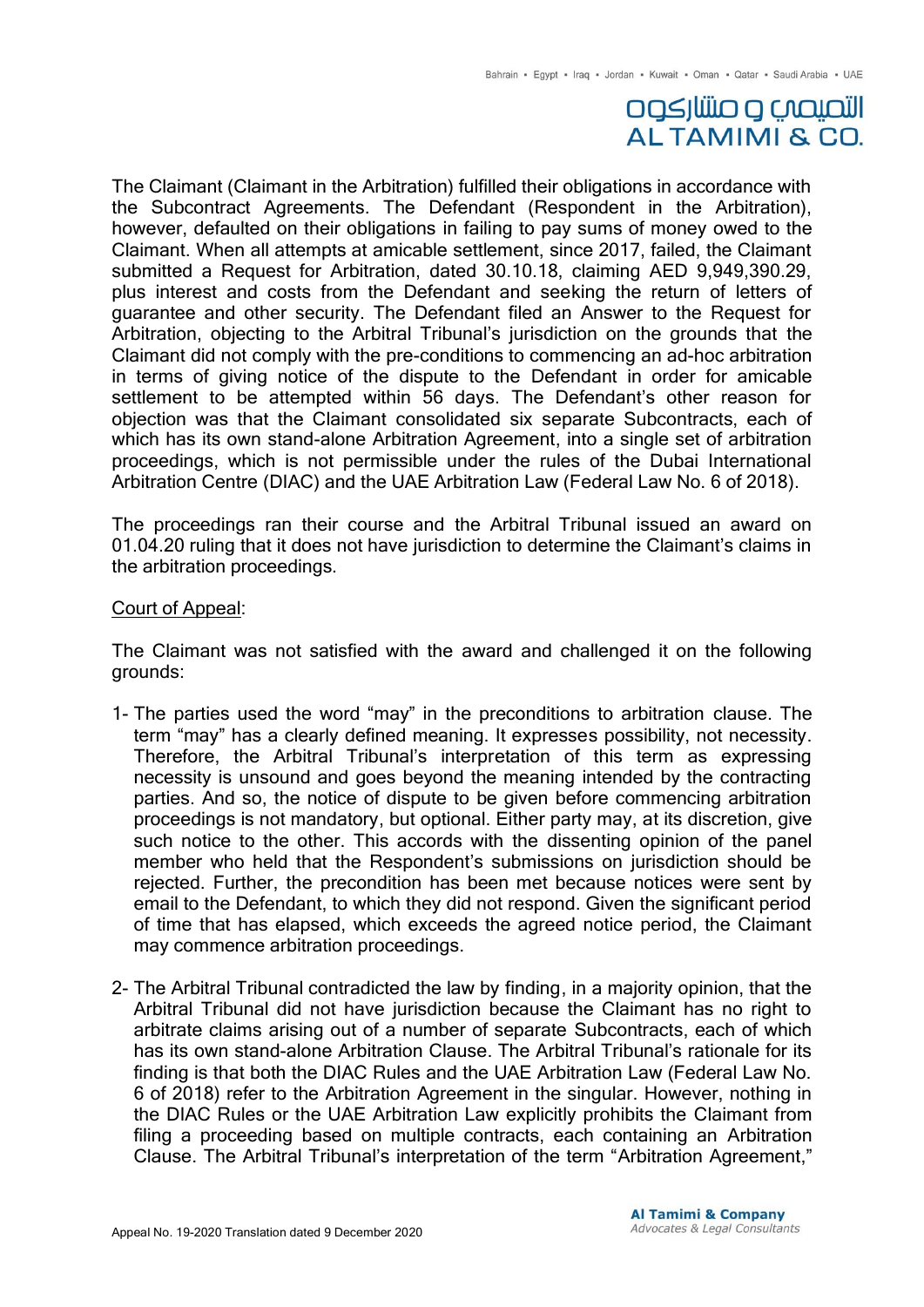The Claimant (Claimant in the Arbitration) fulfilled their obligations in accordance with the Subcontract Agreements. The Defendant (Respondent in the Arbitration), however, defaulted on their obligations in failing to pay sums of money owed to the Claimant. When all attempts at amicable settlement, since 2017, failed, the Claimant submitted a Request for Arbitration, dated 30.10.18, claiming AED 9,949,390.29, plus interest and costs from the Defendant and seeking the return of letters of guarantee and other security. The Defendant filed an Answer to the Request for Arbitration, objecting to the Arbitral Tribunal's jurisdiction on the grounds that the Claimant did not comply with the pre-conditions to commencing an ad-hoc arbitration in terms of giving notice of the dispute to the Defendant in order for amicable settlement to be attempted within 56 days. The Defendant's other reason for objection was that the Claimant consolidated six separate Subcontracts, each of which has its own stand-alone Arbitration Agreement, into a single set of arbitration proceedings, which is not permissible under the rules of the Dubai International Arbitration Centre (DIAC) and the UAE Arbitration Law (Federal Law No. 6 of 2018).

The proceedings ran their course and the Arbitral Tribunal issued an award on 01.04.20 ruling that it does not have jurisdiction to determine the Claimant's claims in the arbitration proceedings.

<u>Court of Appeal</u>:

The Claimant was not satisfied with the award and challenged it on the following grounds:

1- The parties used the word "may" in the preconditions to arbitration clause. The term "may" has a clearly defined meaning. It expresses possibility, not necessity. Therefore, the Arbitral Tribunal's interpretation of this term as expressing necessity is unsound and goes beyond the meaning intended by the contracting parties. And so, the notice of dispute to be given before commencing arbitration proceedings is not mandatory, but optional. Either party may, at its discretion, give such notice to the other. This accords with the dissenting opinion of the panel member who held that the Respondent's submissions on jurisdiction should be rejected. Further, the precondition has been met because notices were sent by email to the Defendant, to which they did not respond. Given the significant period of time that has elapsed, which exceeds the agreed notice period, the Claimant may commence arbitration proceedings.

2- The Arbitral Tribunal contradicted the law by finding, in a majority opinion, that the Arbitral Tribunal did not have jurisdiction because the Claimant has no right to arbitrate claims arising out of a number of separate Subcontracts, each of which has its own stand-alone Arbitration Clause. The Arbitral Tribunal's rationale for its finding is that both the DIAC Rules and the UAE Arbitration Law (Federal Law No. 6 of 2018) refer to the Arbitration Agreement in the singular. However, nothing in the DIAC Rules or the UAE Arbitration Law explicitly prohibits the Claimant from filing a proceeding based on multiple contracts, each containing an Arbitration Clause. The Arbitral Tribunal's interpretation of the term "Arbitration Agreement,"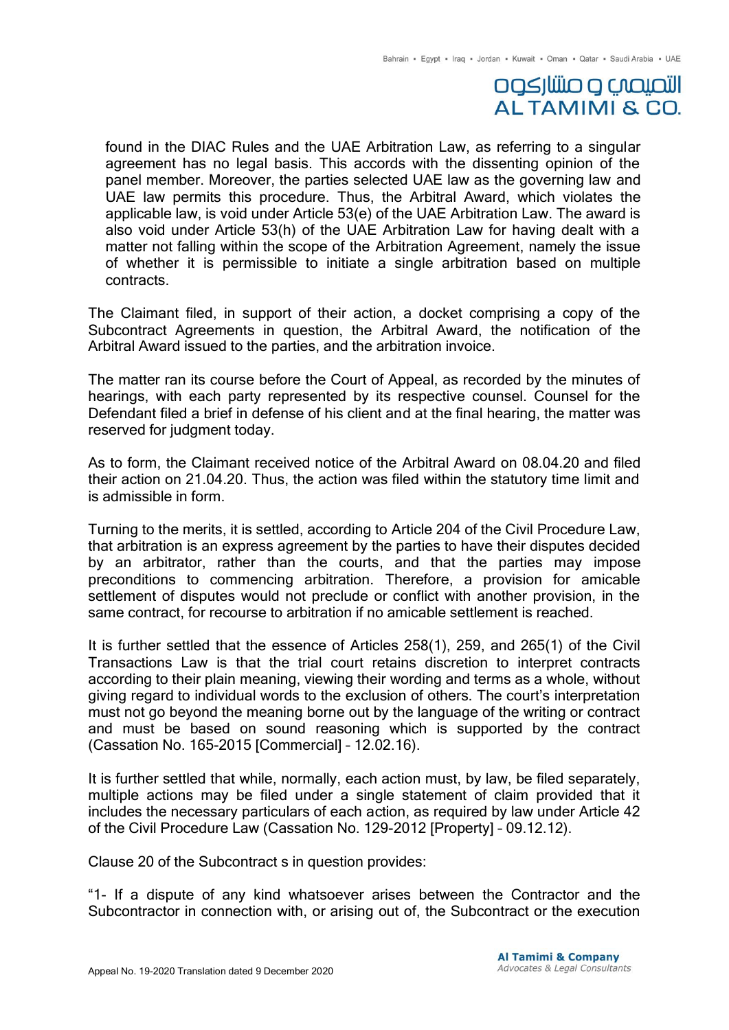found in the DIAC Rules and the UAE Arbitration Law, as referring to a singular agreement has no legal basis. This accords with the dissenting opinion of the panel member. Moreover, the parties selected UAE law as the governing law and UAE law permits this procedure. Thus, the Arbitral Award, which violates the applicable law, is void under Article 53(e) of the UAE Arbitration Law. The award is also void under Article 53(h) of the UAE Arbitration Law for having dealt with a matter not falling within the scope of the Arbitration Agreement, namely the issue of whether it is permissible to initiate a single arbitration based on multiple contracts.

The Claimant filed, in support of their action, a docket comprising a copy of the Subcontract Agreements in question, the Arbitral Award, the notification of the Arbitral Award issued to the parties, and the arbitration invoice.

The matter ran its course before the Court of Appeal, as recorded by the minutes of hearings, with each party represented by its respective counsel. Counsel for the Defendant filed a brief in defense of his client and at the final hearing, the matter was reserved for judgment today.

As to form, the Claimant received notice of the Arbitral Award on 08.04.20 and filed their action on 21.04.20. Thus, the action was filed within the statutory time limit and is admissible in form.

Turning to the merits, it is settled, according to Article 204 of the Civil Procedure Law, that arbitration is an express agreement by the parties to have their disputes decided by an arbitrator, rather than the courts, and that the parties may impose preconditions to commencing arbitration. Therefore, a provision for amicable settlement of disputes would not preclude or conflict with another provision, in the same contract, for recourse to arbitration if no amicable settlement is reached.

It is further settled that the essence of Articles 258(1), 259, and 265(1) of the Civil Transactions Law is that the trial court retains discretion to interpret contracts according to their plain meaning, viewing their wording and terms as a whole, without giving regard to individual words to the exclusion of others. The court's interpretation must not go beyond the meaning borne out by the language of the writing or contract and must be based on sound reasoning which is supported by the contract (Cassation No. 165-2015 [Commercial] – 12.02.16).

It is further settled that while, normally, each action must, by law, be filed separately, multiple actions may be filed under a single statement of claim provided that it includes the necessary particulars of each action, as required by law under Article 42 of the Civil Procedure Law (Cassation No. 129-2012 [Property] – 09.12.12).

Clause 20 of the Subcontract s in question provides:

"1- If a dispute of any kind whatsoever arises between the Contractor and the Subcontractor in connection with, or arising out of, the Subcontract or the execution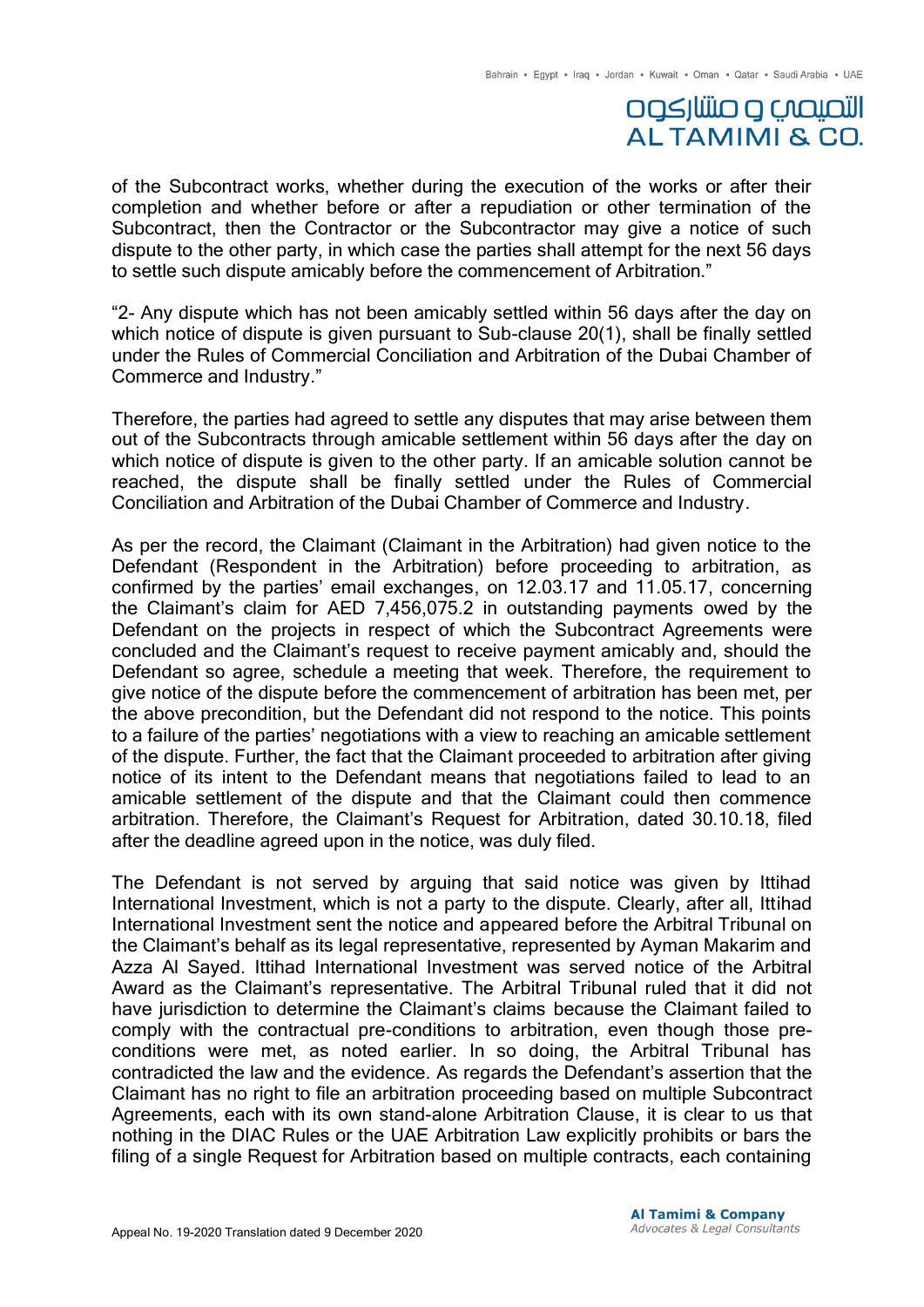of the Subcontract works, whether during the execution of the works or after their completion and whether before or after a repudiation or other termination of the Subcontract, then the Contractor or the Subcontractor may give a notice of such dispute to the other party, in which case the parties shall attempt for the next 56 days to settle such dispute amicably before the commencement of Arbitration."

"2- Any dispute which has not been amicably settled within 56 days after the day on which notice of dispute is given pursuant to Sub-clause 20(1), shall be finally settled under the Rules of Commercial Conciliation and Arbitration of the Dubai Chamber of Commerce and Industry."

Therefore, the parties had agreed to settle any disputes that may arise between them out of the Subcontracts through amicable settlement within 56 days after the day on which notice of dispute is given to the other party. If an amicable solution cannot be reached, the dispute shall be finally settled under the Rules of Commercial Conciliation and Arbitration of the Dubai Chamber of Commerce and Industry.

As per the record, the Claimant (Claimant in the Arbitration) had given notice to the Defendant (Respondent in the Arbitration) before proceeding to arbitration, as confirmed by the parties' email exchanges, on 12.03.17 and 11.05.17, concerning the Claimant's claim for AED 7,456,075.2 in outstanding payments owed by the Defendant on the projects in respect of which the Subcontract Agreements were concluded and the Claimant's request to receive payment amicably and, should the Defendant so agree, schedule a meeting that week. Therefore, the requirement to give notice of the dispute before the commencement of arbitration has been met, per the above precondition, but the Defendant did not respond to the notice. This points to a failure of the parties' negotiations with a view to reaching an amicable settlement of the dispute. Further, the fact that the Claimant proceeded to arbitration after giving notice of its intent to the Defendant means that negotiations failed to lead to an amicable settlement of the dispute and that the Claimant could then commence arbitration. Therefore, the Claimant's Request for Arbitration, dated 30.10.18, filed after the deadline agreed upon in the notice, was duly filed.

The Defendant is not served by arguing that said notice was given by Ittihad International Investment, which is not a party to the dispute. Clearly, after all, Ittihad International Investment sent the notice and appeared before the Arbitral Tribunal on the Claimant's behalf as its legal representative, represented by Ayman Makarim and Azza Al Sayed. Ittihad International Investment was served notice of the Arbitral Award as the Claimant's representative. The Arbitral Tribunal ruled that it did not have jurisdiction to determine the Claimant's claims because the Claimant failed to comply with the contractual pre-conditions to arbitration, even though those pre-conditions were met, as noted earlier. In so doing, the Arbitral Tribunal has contradicted the law and the evidence. As regards the Defendant's assertion that the Claimant has no right to file an arbitration proceeding based on multiple Subcontract Agreements, each with its own stand-alone Arbitration Clause, it is clear to us that nothing in the DIAC Rules or the UAE Arbitration Law explicitly prohibits or bars the filing of a single Request for Arbitration based on multiple contracts, each containing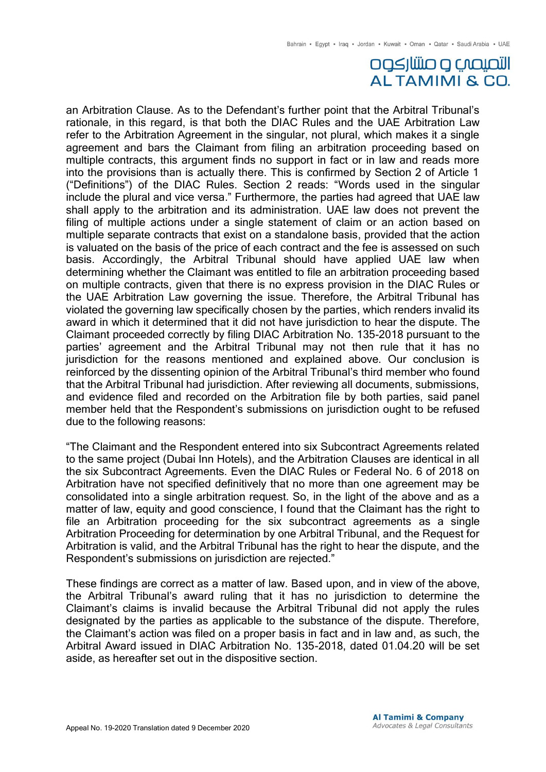an Arbitration Clause. As to the Defendant's further point that the Arbitral Tribunal's rationale, in this regard, is that both the DIAC Rules and the UAE Arbitration Law refer to the Arbitration Agreement in the singular, not plural, which makes it a single agreement and bars the Claimant from filing an arbitration proceeding based on multiple contracts, this argument finds no support in fact or in law and reads more into the provisions than is actually there. This is confirmed by Section 2 of Article 1 ("Definitions") of the DIAC Rules. Section 2 reads: "Words used in the singular include the plural and vice versa." Furthermore, the parties had agreed that UAE law shall apply to the arbitration and its administration. UAE law does not prevent the filing of multiple actions under a single statement of claim or an action based on multiple separate contracts that exist on a standalone basis, provided that the action is valuated on the basis of the price of each contract and the fee is assessed on such basis. Accordingly, the Arbitral Tribunal should have applied UAE law when determining whether the Claimant was entitled to file an arbitration proceeding based on multiple contracts, given that there is no express provision in the DIAC Rules or the UAE Arbitration Law governing the issue. Therefore, the Arbitral Tribunal has violated the governing law specifically chosen by the parties, which renders invalid its award in which it determined that it did not have jurisdiction to hear the dispute. The Claimant proceeded correctly by filing DIAC Arbitration No. 135-2018 pursuant to the parties' agreement and the Arbitral Tribunal may not then rule that it has no jurisdiction for the reasons mentioned and explained above. Our conclusion is reinforced by the dissenting opinion of the Arbitral Tribunal's third member who found that the Arbitral Tribunal had jurisdiction. After reviewing all documents, submissions, and evidence filed and recorded on the Arbitration file by both parties, said panel member held that the Respondent's submissions on jurisdiction ought to be refused due to the following reasons:

"The Claimant and the Respondent entered into six Subcontract Agreements related to the same project (Dubai Inn Hotels), and the Arbitration Clauses are identical in all the six Subcontract Agreements. Even the DIAC Rules or Federal No. 6 of 2018 on Arbitration have not specified definitively that no more than one agreement may be consolidated into a single arbitration request. So, in the light of the above and as a matter of law, equity and good conscience, I found that the Claimant has the right to file an Arbitration proceeding for the six subcontract agreements as a single Arbitration Proceeding for determination by one Arbitral Tribunal, and the Request for Arbitration is valid, and the Arbitral Tribunal has the right to hear the dispute, and the Respondent's submissions on jurisdiction are rejected."

These findings are correct as a matter of law. Based upon, and in view of the above, the Arbitral Tribunal's award ruling that it has no jurisdiction to determine the Claimant's claims is invalid because the Arbitral Tribunal did not apply the rules designated by the parties as applicable to the substance of the dispute. Therefore, the Claimant's action was filed on a proper basis in fact and in law and, as such, the Arbitral Award issued in DIAC Arbitration No. 135-2018, dated 01.04.20 will be set aside, as hereafter set out in the dispositive section.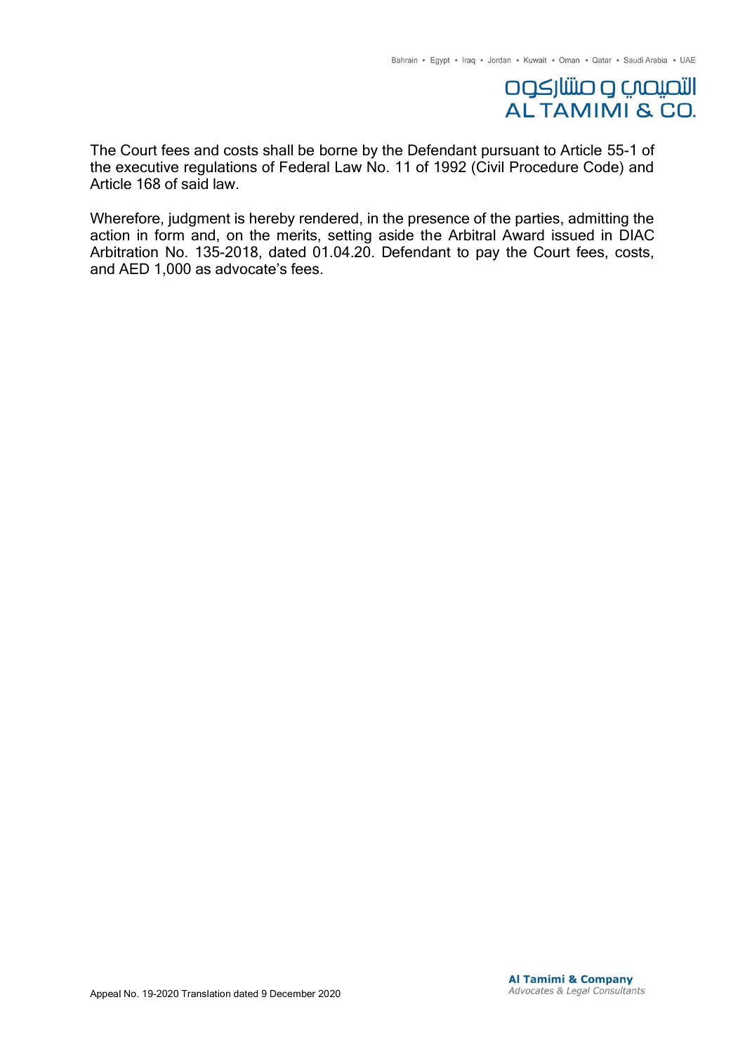The Court fees and costs shall be borne by the Defendant pursuant to Article 55-1 of the executive regulations of Federal Law No. 11 of 1992 (Civil Procedure Code) and Article 168 of said law.

Wherefore, judgment is hereby rendered, in the presence of the parties, admitting the action in form and, on the merits, setting aside the Arbitral Award issued in DIAC Arbitration No. 135-2018, dated 01.04.20. Defendant to pay the Court fees, costs, and AED 1,000 as advocate's fees.